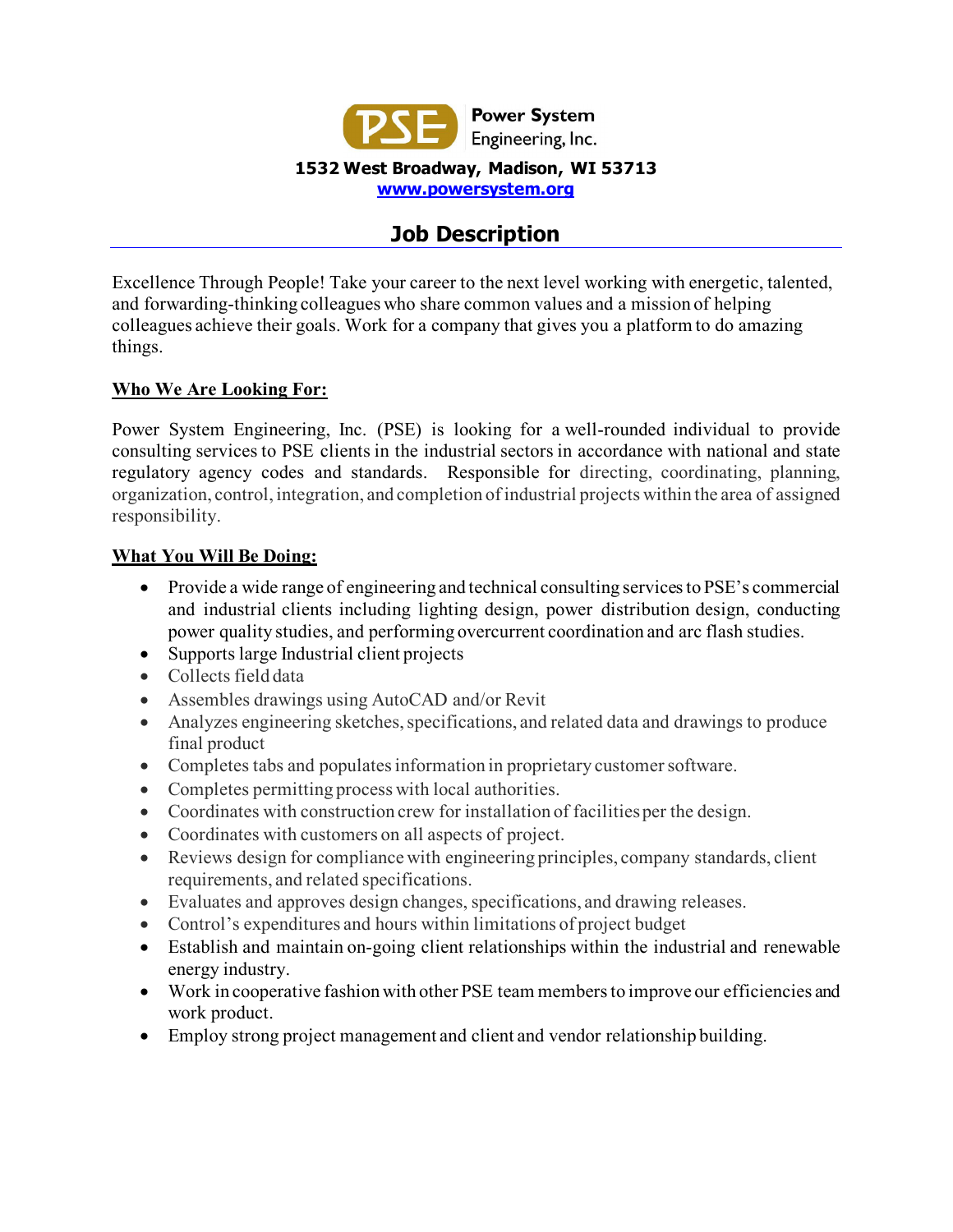**Power System Engineering, Inc.**

**1532 West Broadway, Madison, WI 53713**
**www.powersystem.org**

# Job Description

Excellence Through People! Take your career to the next level working with energetic, talented, and forwarding-thinking colleagues who share common values and a mission of helping colleagues achieve their goals. Work for a company that gives you a platform to do amazing things.

## Who We Are Looking For:

Power System Engineering, Inc. (PSE) is looking for a well-rounded individual to provide consulting services to PSE clients in the industrial sectors in accordance with national and state regulatory agency codes and standards. Responsible for directing, coordinating, planning, organization, control, integration, and completion of industrial projects within the area of assigned responsibility.

## What You Will Be Doing:

- Provide a wide range of engineering and technical consulting services to PSE's commercial and industrial clients including lighting design, power distribution design, conducting power quality studies, and performing overcurrent coordination and arc flash studies.
- Supports large Industrial client projects
- Collects field data
- Assembles drawings using AutoCAD and/or Revit
- Analyzes engineering sketches, specifications, and related data and drawings to produce final product
- Completes tabs and populates information in proprietary customer software.
- Completes permitting process with local authorities.
- Coordinates with construction crew for installation of facilities per the design.
- Coordinates with customers on all aspects of project.
- Reviews design for compliance with engineering principles, company standards, client requirements, and related specifications.
- Evaluates and approves design changes, specifications, and drawing releases.
- Control's expenditures and hours within limitations of project budget
- Establish and maintain on-going client relationships within the industrial and renewable energy industry.
- Work in cooperative fashion with other PSE team members to improve our efficiencies and work product.
- Employ strong project management and client and vendor relationship building.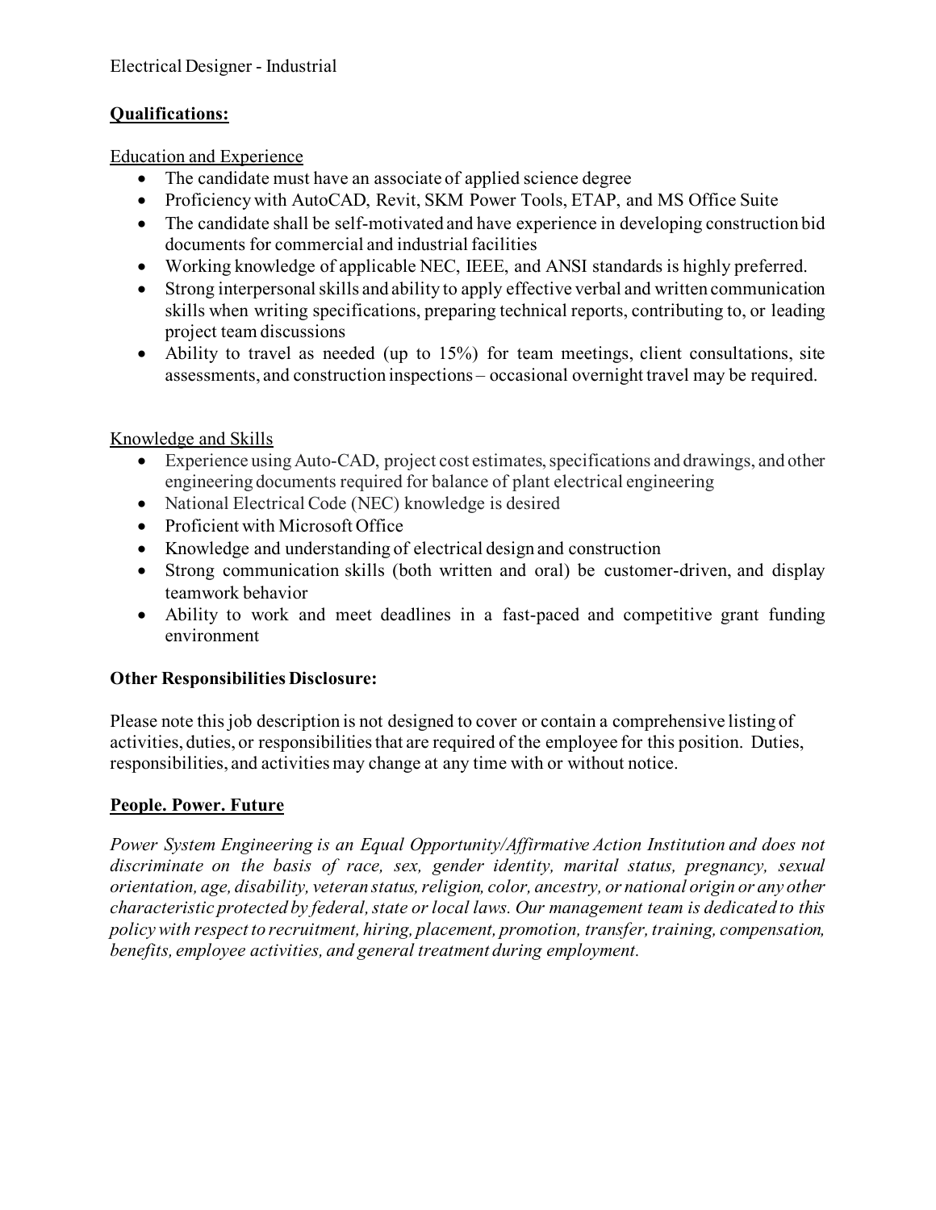Electrical Designer - Industrial

## **Qualifications:**

Education and Experience

- The candidate must have an associate of applied science degree
- Proficiency with AutoCAD, Revit, SKM Power Tools, ETAP, and MS Office Suite
- The candidate shall be self-motivated and have experience in developing construction bid documents for commercial and industrial facilities
- Working knowledge of applicable NEC, IEEE, and ANSI standards is highly preferred.
- Strong interpersonal skills and ability to apply effective verbal and written communication skills when writing specifications, preparing technical reports, contributing to, or leading project team discussions
- Ability to travel as needed (up to 15%) for team meetings, client consultations, site assessments, and construction inspections – occasional overnight travel may be required.

Knowledge and Skills

- Experience using Auto-CAD, project cost estimates, specifications and drawings, and other engineering documents required for balance of plant electrical engineering
- National Electrical Code (NEC) knowledge is desired
- Proficient with Microsoft Office
- Knowledge and understanding of electrical design and construction
- Strong communication skills (both written and oral) be customer-driven, and display teamwork behavior
- Ability to work and meet deadlines in a fast-paced and competitive grant funding environment

**Other Responsibilities Disclosure:**

Please note this job description is not designed to cover or contain a comprehensive listing of activities, duties, or responsibilities that are required of the employee for this position. Duties, responsibilities, and activities may change at any time with or without notice.

## **People. Power. Future**

*Power System Engineering is an Equal Opportunity/Affirmative Action Institution and does not discriminate on the basis of race, sex, gender identity, marital status, pregnancy, sexual orientation, age, disability, veteran status, religion, color, ancestry, or national origin or any other characteristic protected by federal, state or local laws. Our management team is dedicated to this policy with respect to recruitment, hiring, placement, promotion, transfer, training, compensation, benefits, employee activities, and general treatment during employment.*